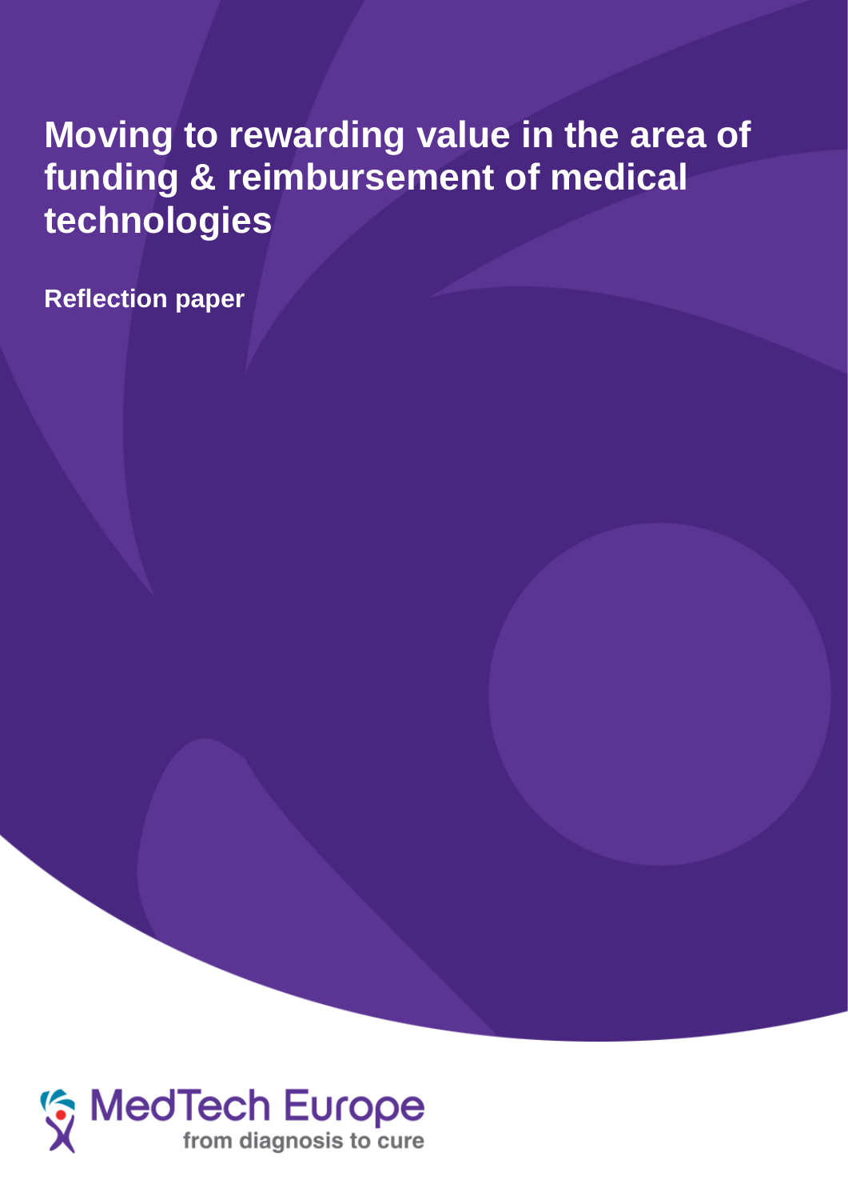# Moving to rewarding value in the area of funding & reimbursement of medical technologies

**Reflection paper**

MedTech Europe
from diagnosis to cure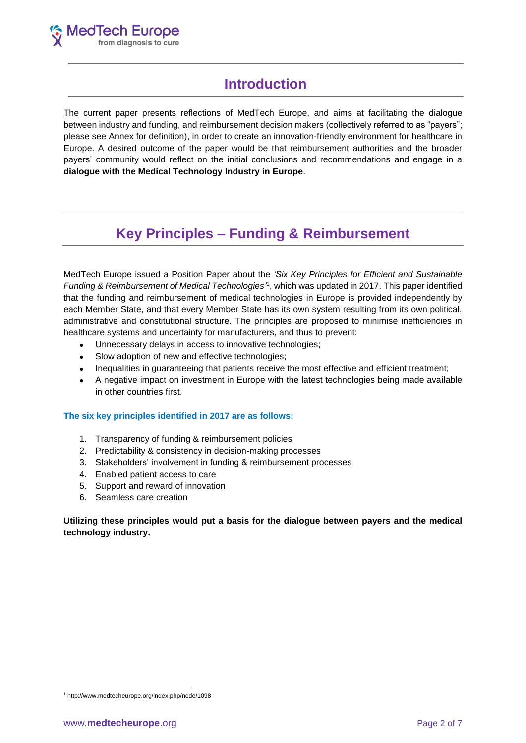## Introduction

The current paper presents reflections of MedTech Europe, and aims at facilitating the dialogue between industry and funding, and reimbursement decision makers (collectively referred to as "payers"; please see Annex for definition), in order to create an innovation-friendly environment for healthcare in Europe. A desired outcome of the paper would be that reimbursement authorities and the broader payers' community would reflect on the initial conclusions and recommendations and engage in a **dialogue with the Medical Technology Industry in Europe**.

## Key Principles – Funding & Reimbursement

MedTech Europe issued a Position Paper about the *'Six Key Principles for Efficient and Sustainable Funding & Reimbursement of Medical Technologies'*[1], which was updated in 2017. This paper identified that the funding and reimbursement of medical technologies in Europe is provided independently by each Member State, and that every Member State has its own system resulting from its own political, administrative and constitutional structure. The principles are proposed to minimise inefficiencies in healthcare systems and uncertainty for manufacturers, and thus to prevent:

- Unnecessary delays in access to innovative technologies;
- Slow adoption of new and effective technologies;
- Inequalities in guaranteeing that patients receive the most effective and efficient treatment;
- A negative impact on investment in Europe with the latest technologies being made available in other countries first.

**The six key principles identified in 2017 are as follows:**

1. Transparency of funding & reimbursement policies
2. Predictability & consistency in decision-making processes
3. Stakeholders' involvement in funding & reimbursement processes
4. Enabled patient access to care
5. Support and reward of innovation
6. Seamless care creation

**Utilizing these principles would put a basis for the dialogue between payers and the medical technology industry.**

[1] http://www.medtecheurope.org/index.php/node/1098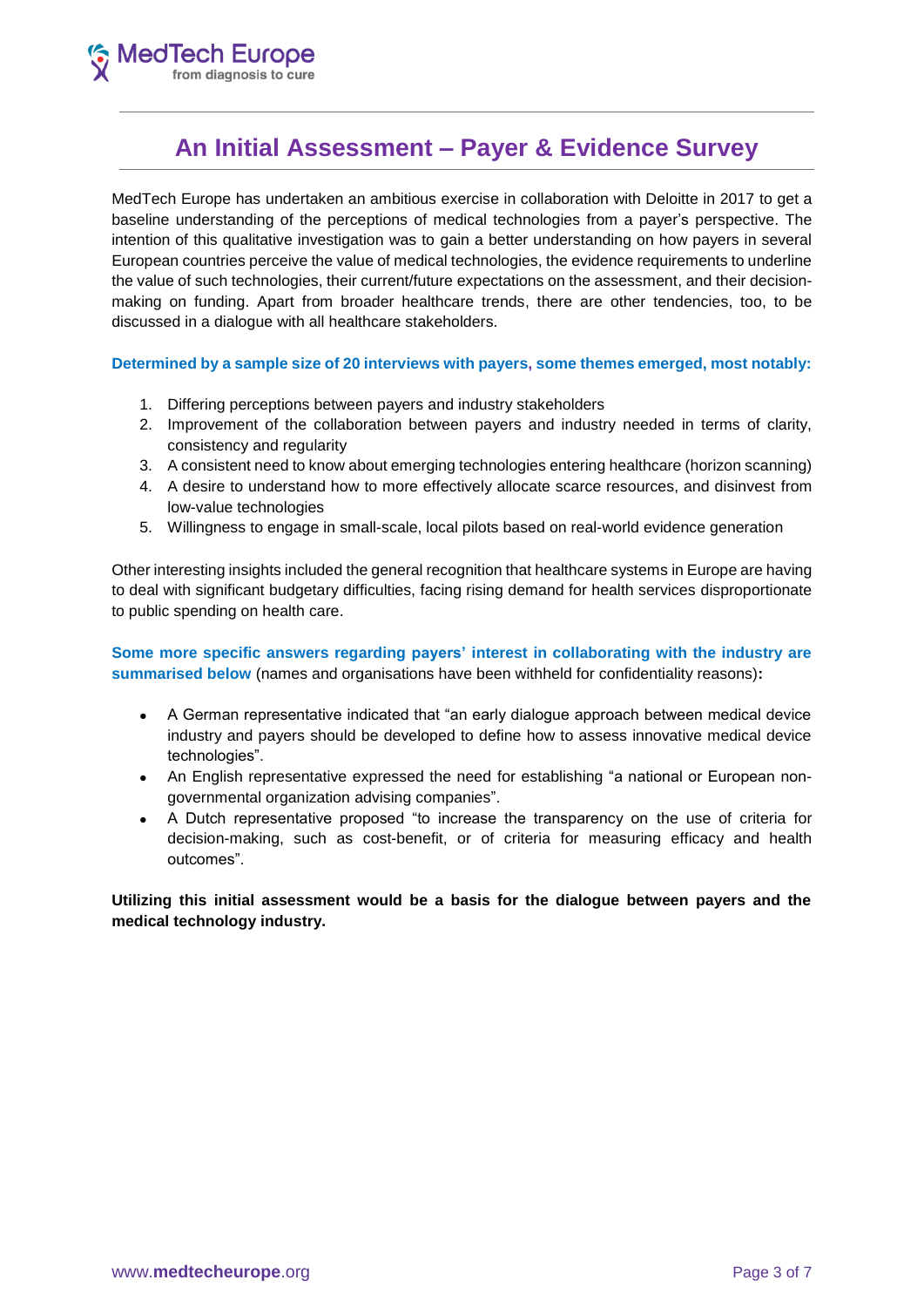# An Initial Assessment – Payer & Evidence Survey

MedTech Europe has undertaken an ambitious exercise in collaboration with Deloitte in 2017 to get a baseline understanding of the perceptions of medical technologies from a payer's perspective. The intention of this qualitative investigation was to gain a better understanding on how payers in several European countries perceive the value of medical technologies, the evidence requirements to underline the value of such technologies, their current/future expectations on the assessment, and their decision-making on funding. Apart from broader healthcare trends, there are other tendencies, too, to be discussed in a dialogue with all healthcare stakeholders.

**Determined by a sample size of 20 interviews with payers, some themes emerged, most notably:**

1. Differing perceptions between payers and industry stakeholders
2. Improvement of the collaboration between payers and industry needed in terms of clarity, consistency and regularity
3. A consistent need to know about emerging technologies entering healthcare (horizon scanning)
4. A desire to understand how to more effectively allocate scarce resources, and disinvest from low-value technologies
5. Willingness to engage in small-scale, local pilots based on real-world evidence generation

Other interesting insights included the general recognition that healthcare systems in Europe are having to deal with significant budgetary difficulties, facing rising demand for health services disproportionate to public spending on health care.

**Some more specific answers regarding payers' interest in collaborating with the industry are summarised below** (names and organisations have been withheld for confidentiality reasons)**:**

- A German representative indicated that "an early dialogue approach between medical device industry and payers should be developed to define how to assess innovative medical device technologies".
- An English representative expressed the need for establishing "a national or European non-governmental organization advising companies".
- A Dutch representative proposed "to increase the transparency on the use of criteria for decision-making, such as cost-benefit, or of criteria for measuring efficacy and health outcomes".

**Utilizing this initial assessment would be a basis for the dialogue between payers and the medical technology industry.**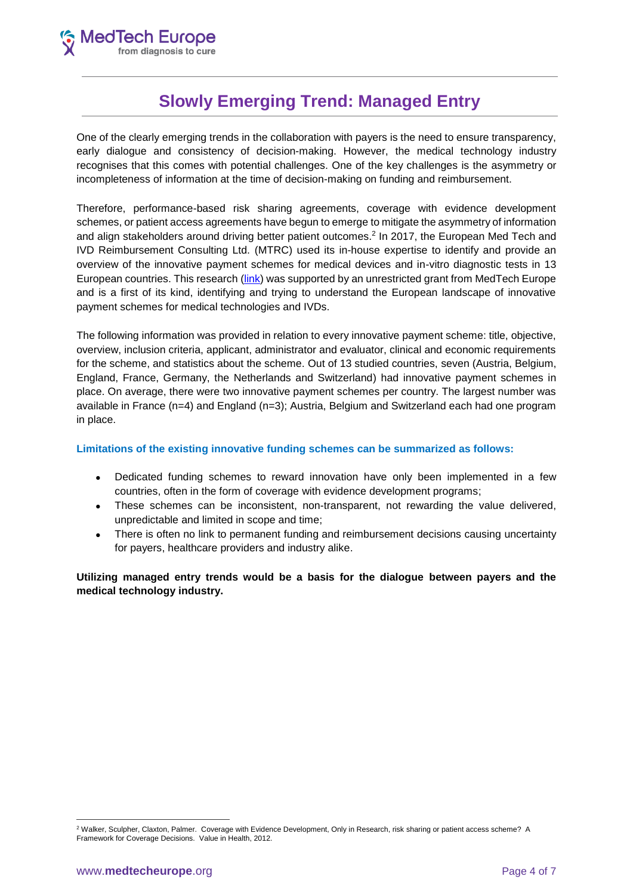# Slowly Emerging Trend: Managed Entry

One of the clearly emerging trends in the collaboration with payers is the need to ensure transparency, early dialogue and consistency of decision-making. However, the medical technology industry recognises that this comes with potential challenges. One of the key challenges is the asymmetry or incompleteness of information at the time of decision-making on funding and reimbursement.

Therefore, performance-based risk sharing agreements, coverage with evidence development schemes, or patient access agreements have begun to emerge to mitigate the asymmetry of information and align stakeholders around driving better patient outcomes.[2] In 2017, the European Med Tech and IVD Reimbursement Consulting Ltd. (MTRC) used its in-house expertise to identify and provide an overview of the innovative payment schemes for medical devices and in-vitro diagnostic tests in 13 European countries. This research (link) was supported by an unrestricted grant from MedTech Europe and is a first of its kind, identifying and trying to understand the European landscape of innovative payment schemes for medical technologies and IVDs.

The following information was provided in relation to every innovative payment scheme: title, objective, overview, inclusion criteria, applicant, administrator and evaluator, clinical and economic requirements for the scheme, and statistics about the scheme. Out of 13 studied countries, seven (Austria, Belgium, England, France, Germany, the Netherlands and Switzerland) had innovative payment schemes in place. On average, there were two innovative payment schemes per country. The largest number was available in France (n=4) and England (n=3); Austria, Belgium and Switzerland each had one program in place.

**Limitations of the existing innovative funding schemes can be summarized as follows:**

- Dedicated funding schemes to reward innovation have only been implemented in a few countries, often in the form of coverage with evidence development programs;
- These schemes can be inconsistent, non-transparent, not rewarding the value delivered, unpredictable and limited in scope and time;
- There is often no link to permanent funding and reimbursement decisions causing uncertainty for payers, healthcare providers and industry alike.

**Utilizing managed entry trends would be a basis for the dialogue between payers and the medical technology industry.**

---

[2] Walker, Sculpher, Claxton, Palmer. Coverage with Evidence Development, Only in Research, risk sharing or patient access scheme? A Framework for Coverage Decisions. Value in Health, 2012.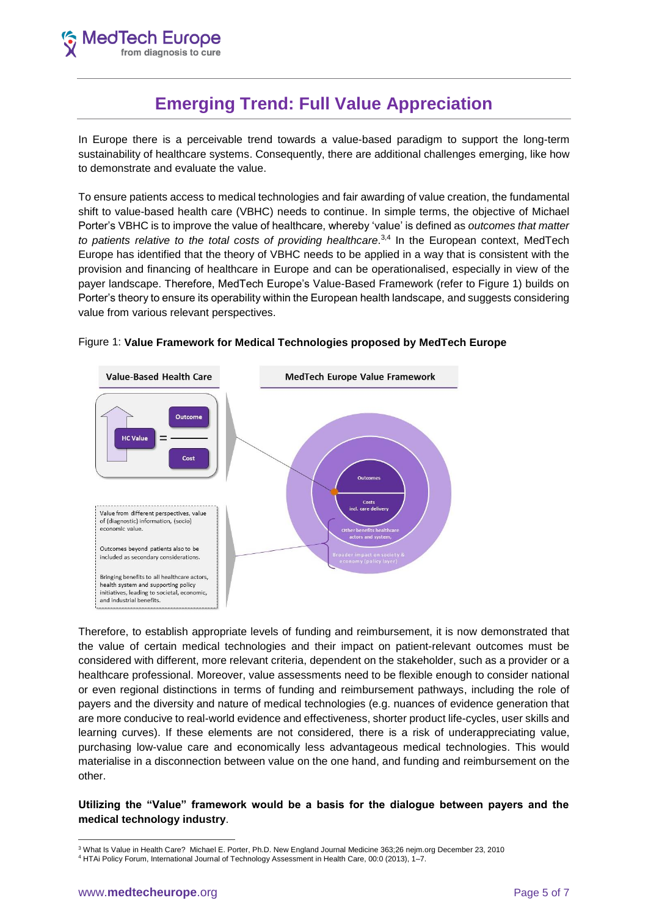# Emerging Trend: Full Value Appreciation

In Europe there is a perceivable trend towards a value-based paradigm to support the long-term sustainability of healthcare systems. Consequently, there are additional challenges emerging, like how to demonstrate and evaluate the value.

To ensure patients access to medical technologies and fair awarding of value creation, the fundamental shift to value-based health care (VBHC) needs to continue. In simple terms, the objective of Michael Porter's VBHC is to improve the value of healthcare, whereby 'value' is defined as *outcomes that matter to patients relative to the total costs of providing healthcare*.[3,4] In the European context, MedTech Europe has identified that the theory of VBHC needs to be applied in a way that is consistent with the provision and financing of healthcare in Europe and can be operationalised, especially in view of the payer landscape. Therefore, MedTech Europe's Value-Based Framework (refer to Figure 1) builds on Porter's theory to ensure its operability within the European health landscape, and suggests considering value from various relevant perspectives.

Figure 1: **Value Framework for Medical Technologies proposed by MedTech Europe**

Value-Based Health Care

HC Value = Outcome / Cost

MedTech Europe Value Framework

Outcomes

Costs
incl. care delivery

Other benefits healthcare actors and system,

Broader impact on society & economy (policy layer)

Value from different perspectives, value of (diagnostic) information, (socio) economic value.

Outcomes beyond patients also to be included as secondary considerations.

Bringing benefits to all healthcare actors, health system and supporting policy initiatives, leading to societal, economic, and industrial benefits.

Therefore, to establish appropriate levels of funding and reimbursement, it is now demonstrated that the value of certain medical technologies and their impact on patient-relevant outcomes must be considered with different, more relevant criteria, dependent on the stakeholder, such as a provider or a healthcare professional. Moreover, value assessments need to be flexible enough to consider national or even regional distinctions in terms of funding and reimbursement pathways, including the role of payers and the diversity and nature of medical technologies (e.g. nuances of evidence generation that are more conducive to real-world evidence and effectiveness, shorter product life-cycles, user skills and learning curves). If these elements are not considered, there is a risk of underappreciating value, purchasing low-value care and economically less advantageous medical technologies. This would materialise in a disconnection between value on the one hand, and funding and reimbursement on the other.

**Utilizing the "Value" framework would be a basis for the dialogue between payers and the medical technology industry**.

---

[3] What Is Value in Health Care? Michael E. Porter, Ph.D. New England Journal Medicine 363;26 nejm.org December 23, 2010

[4] HTAi Policy Forum, International Journal of Technology Assessment in Health Care, 00:0 (2013), 1–7.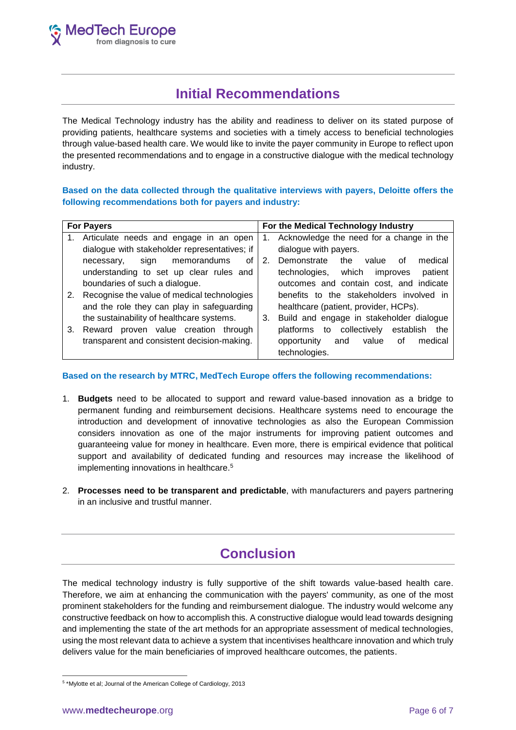## Initial Recommendations

The Medical Technology industry has the ability and readiness to deliver on its stated purpose of providing patients, healthcare systems and societies with a timely access to beneficial technologies through value-based health care. We would like to invite the payer community in Europe to reflect upon the presented recommendations and to engage in a constructive dialogue with the medical technology industry.

**Based on the data collected through the qualitative interviews with payers, Deloitte offers the following recommendations both for payers and industry:**

| For Payers | For the Medical Technology Industry |
|---|---|
| 1. Articulate needs and engage in an open dialogue with stakeholder representatives; if necessary, sign memorandums of understanding to set up clear rules and boundaries of such a dialogue.<br>2. Recognise the value of medical technologies and the role they can play in safeguarding the sustainability of healthcare systems.<br>3. Reward proven value creation through transparent and consistent decision-making. | 1. Acknowledge the need for a change in the dialogue with payers.<br>2. Demonstrate the value of medical technologies, which improves patient outcomes and contain cost, and indicate benefits to the stakeholders involved in healthcare (patient, provider, HCPs).<br>3. Build and engage in stakeholder dialogue platforms to collectively establish the opportunity and value of medical technologies. |

**Based on the research by MTRC, MedTech Europe offers the following recommendations:**

1. **Budgets** need to be allocated to support and reward value-based innovation as a bridge to permanent funding and reimbursement decisions. Healthcare systems need to encourage the introduction and development of innovative technologies as also the European Commission considers innovation as one of the major instruments for improving patient outcomes and guaranteeing value for money in healthcare. Even more, there is empirical evidence that political support and availability of dedicated funding and resources may increase the likelihood of implementing innovations in healthcare.[5]

2. **Processes need to be transparent and predictable**, with manufacturers and payers partnering in an inclusive and trustful manner.

## Conclusion

The medical technology industry is fully supportive of the shift towards value-based health care. Therefore, we aim at enhancing the communication with the payers' community, as one of the most prominent stakeholders for the funding and reimbursement dialogue. The industry would welcome any constructive feedback on how to accomplish this. A constructive dialogue would lead towards designing and implementing the state of the art methods for an appropriate assessment of medical technologies, using the most relevant data to achieve a system that incentivises healthcare innovation and which truly delivers value for the main beneficiaries of improved healthcare outcomes, the patients.

[5] *Mylotte et al; Journal of the American College of Cardiology, 2013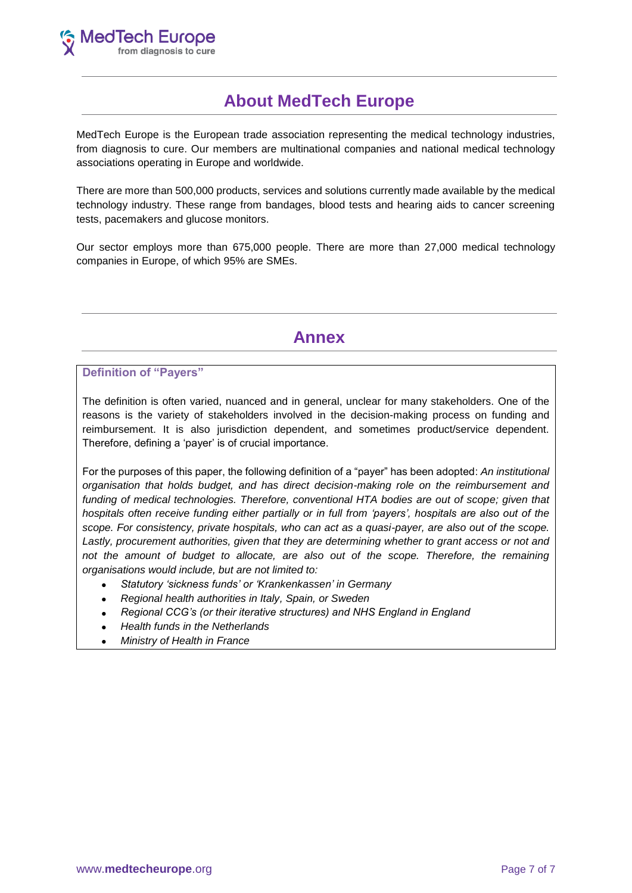## About MedTech Europe

MedTech Europe is the European trade association representing the medical technology industries, from diagnosis to cure. Our members are multinational companies and national medical technology associations operating in Europe and worldwide.

There are more than 500,000 products, services and solutions currently made available by the medical technology industry. These range from bandages, blood tests and hearing aids to cancer screening tests, pacemakers and glucose monitors.

Our sector employs more than 675,000 people. There are more than 27,000 medical technology companies in Europe, of which 95% are SMEs.

## Annex

### Definition of "Payers"

The definition is often varied, nuanced and in general, unclear for many stakeholders. One of the reasons is the variety of stakeholders involved in the decision-making process on funding and reimbursement. It is also jurisdiction dependent, and sometimes product/service dependent. Therefore, defining a 'payer' is of crucial importance.

For the purposes of this paper, the following definition of a "payer" has been adopted: *An institutional organisation that holds budget, and has direct decision-making role on the reimbursement and funding of medical technologies. Therefore, conventional HTA bodies are out of scope; given that hospitals often receive funding either partially or in full from 'payers', hospitals are also out of the scope. For consistency, private hospitals, who can act as a quasi-payer, are also out of the scope. Lastly, procurement authorities, given that they are determining whether to grant access or not and not the amount of budget to allocate, are also out of the scope. Therefore, the remaining organisations would include, but are not limited to:*

- *Statutory 'sickness funds' or 'Krankenkassen' in Germany*
- *Regional health authorities in Italy, Spain, or Sweden*
- *Regional CCG's (or their iterative structures) and NHS England in England*
- *Health funds in the Netherlands*
- *Ministry of Health in France*